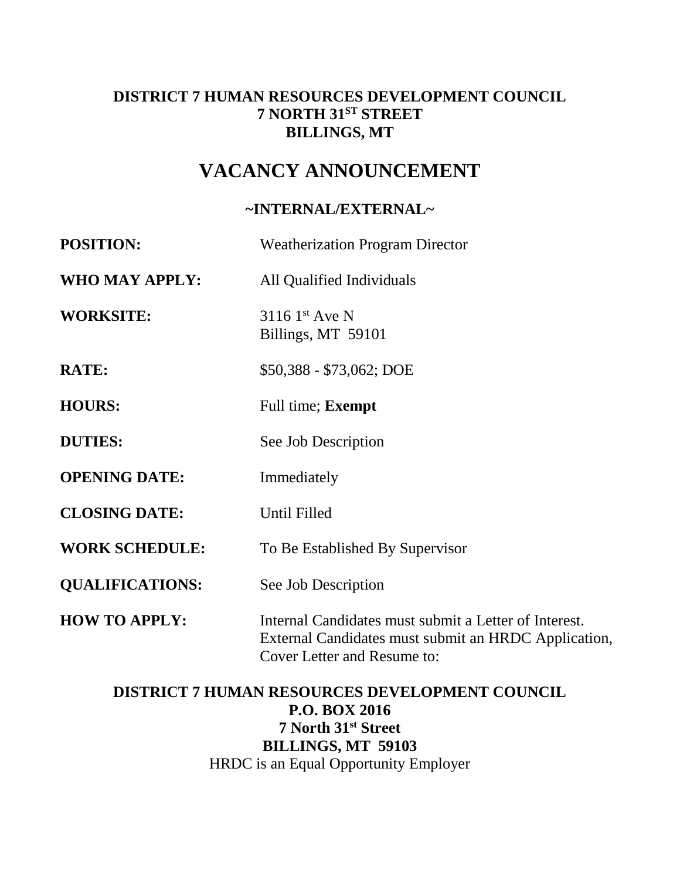**DISTRICT 7 HUMAN RESOURCES DEVELOPMENT COUNCIL**
**7 NORTH 31ST STREET**
**BILLINGS, MT**

# VACANCY ANNOUNCEMENT

**~INTERNAL/EXTERNAL~**

| | |
|---|---|
| **POSITION:** | Weatherization Program Director |
| **WHO MAY APPLY:** | All Qualified Individuals |
| **WORKSITE:** | 3116 1st Ave N<br>Billings, MT 59101 |
| **RATE:** | $50,388 - $73,062; DOE |
| **HOURS:** | Full time; **Exempt** |
| **DUTIES:** | See Job Description |
| **OPENING DATE:** | Immediately |
| **CLOSING DATE:** | Until Filled |
| **WORK SCHEDULE:** | To Be Established By Supervisor |
| **QUALIFICATIONS:** | See Job Description |
| **HOW TO APPLY:** | Internal Candidates must submit a Letter of Interest. External Candidates must submit an HRDC Application, Cover Letter and Resume to: |

**DISTRICT 7 HUMAN RESOURCES DEVELOPMENT COUNCIL**
**P.O. BOX 2016**
**7 North 31st Street**
**BILLINGS, MT 59103**
HRDC is an Equal Opportunity Employer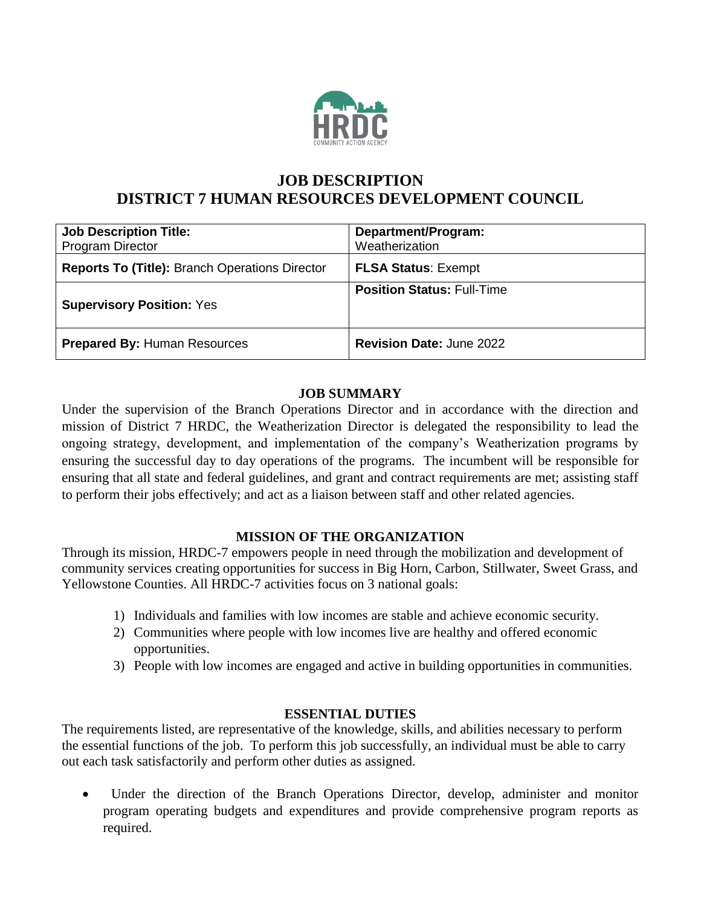# JOB DESCRIPTION
# DISTRICT 7 HUMAN RESOURCES DEVELOPMENT COUNCIL

| **Job Description Title:** Program Director | **Department/Program:** Weatherization |
|---|---|
| **Reports To (Title):** Branch Operations Director | **FLSA Status**: Exempt |
| **Supervisory Position:** Yes | **Position Status:** Full-Time |
| **Prepared By:** Human Resources | **Revision Date:** June 2022 |

## JOB SUMMARY

Under the supervision of the Branch Operations Director and in accordance with the direction and mission of District 7 HRDC, the Weatherization Director is delegated the responsibility to lead the ongoing strategy, development, and implementation of the company's Weatherization programs by ensuring the successful day to day operations of the programs. The incumbent will be responsible for ensuring that all state and federal guidelines, and grant and contract requirements are met; assisting staff to perform their jobs effectively; and act as a liaison between staff and other related agencies.

## MISSION OF THE ORGANIZATION

Through its mission, HRDC-7 empowers people in need through the mobilization and development of community services creating opportunities for success in Big Horn, Carbon, Stillwater, Sweet Grass, and Yellowstone Counties. All HRDC-7 activities focus on 3 national goals:

1) Individuals and families with low incomes are stable and achieve economic security.
2) Communities where people with low incomes live are healthy and offered economic opportunities.
3) People with low incomes are engaged and active in building opportunities in communities.

## ESSENTIAL DUTIES

The requirements listed, are representative of the knowledge, skills, and abilities necessary to perform the essential functions of the job. To perform this job successfully, an individual must be able to carry out each task satisfactorily and perform other duties as assigned.

- Under the direction of the Branch Operations Director, develop, administer and monitor program operating budgets and expenditures and provide comprehensive program reports as required.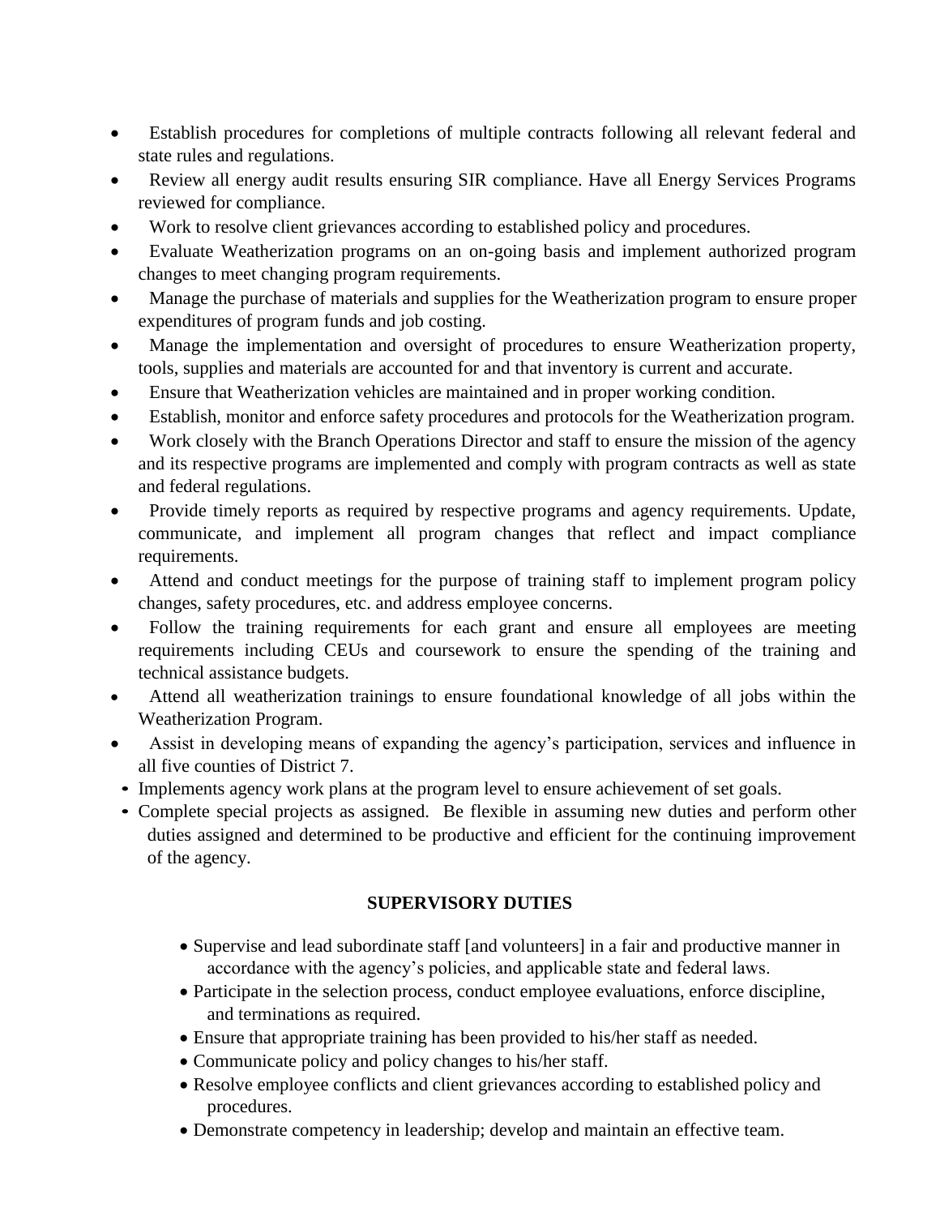- Establish procedures for completions of multiple contracts following all relevant federal and state rules and regulations.
- Review all energy audit results ensuring SIR compliance. Have all Energy Services Programs reviewed for compliance.
- Work to resolve client grievances according to established policy and procedures.
- Evaluate Weatherization programs on an on-going basis and implement authorized program changes to meet changing program requirements.
- Manage the purchase of materials and supplies for the Weatherization program to ensure proper expenditures of program funds and job costing.
- Manage the implementation and oversight of procedures to ensure Weatherization property, tools, supplies and materials are accounted for and that inventory is current and accurate.
- Ensure that Weatherization vehicles are maintained and in proper working condition.
- Establish, monitor and enforce safety procedures and protocols for the Weatherization program.
- Work closely with the Branch Operations Director and staff to ensure the mission of the agency and its respective programs are implemented and comply with program contracts as well as state and federal regulations.
- Provide timely reports as required by respective programs and agency requirements. Update, communicate, and implement all program changes that reflect and impact compliance requirements.
- Attend and conduct meetings for the purpose of training staff to implement program policy changes, safety procedures, etc. and address employee concerns.
- Follow the training requirements for each grant and ensure all employees are meeting requirements including CEUs and coursework to ensure the spending of the training and technical assistance budgets.
- Attend all weatherization trainings to ensure foundational knowledge of all jobs within the Weatherization Program.
- Assist in developing means of expanding the agency's participation, services and influence in all five counties of District 7.
- Implements agency work plans at the program level to ensure achievement of set goals.
- Complete special projects as assigned. Be flexible in assuming new duties and perform other duties assigned and determined to be productive and efficient for the continuing improvement of the agency.

**SUPERVISORY DUTIES**

- Supervise and lead subordinate staff [and volunteers] in a fair and productive manner in accordance with the agency's policies, and applicable state and federal laws.
- Participate in the selection process, conduct employee evaluations, enforce discipline, and terminations as required.
- Ensure that appropriate training has been provided to his/her staff as needed.
- Communicate policy and policy changes to his/her staff.
- Resolve employee conflicts and client grievances according to established policy and procedures.
- Demonstrate competency in leadership; develop and maintain an effective team.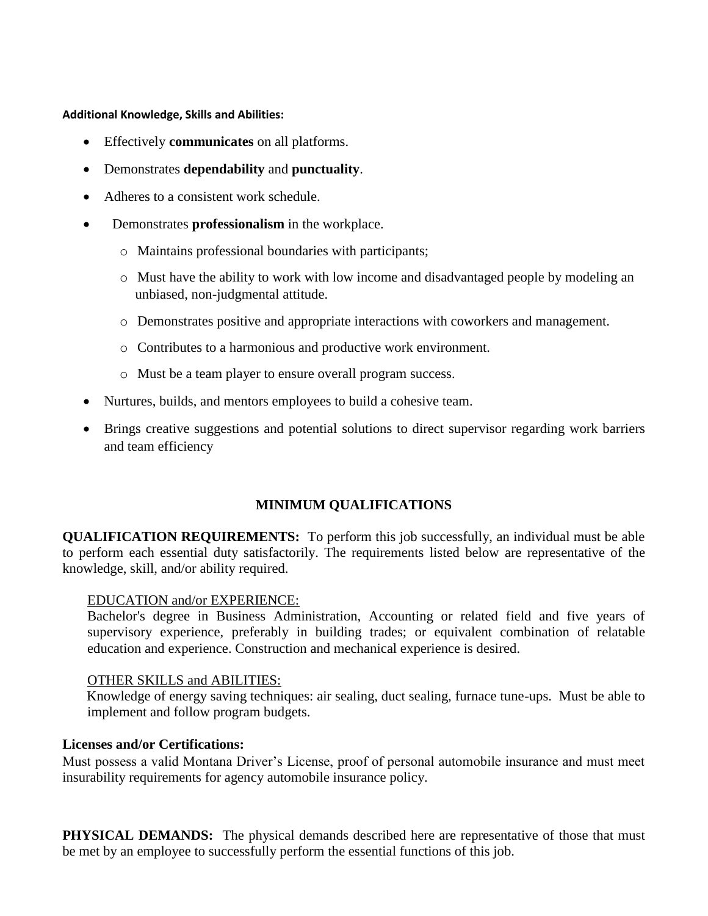**Additional Knowledge, Skills and Abilities:**

- Effectively **communicates** on all platforms.
- Demonstrates **dependability** and **punctuality**.
- Adheres to a consistent work schedule.
- Demonstrates **professionalism** in the workplace.
  - Maintains professional boundaries with participants;
  - Must have the ability to work with low income and disadvantaged people by modeling an unbiased, non-judgmental attitude.
  - Demonstrates positive and appropriate interactions with coworkers and management.
  - Contributes to a harmonious and productive work environment.
  - Must be a team player to ensure overall program success.
- Nurtures, builds, and mentors employees to build a cohesive team.
- Brings creative suggestions and potential solutions to direct supervisor regarding work barriers and team efficiency

## MINIMUM QUALIFICATIONS

**QUALIFICATION REQUIREMENTS:** To perform this job successfully, an individual must be able to perform each essential duty satisfactorily. The requirements listed below are representative of the knowledge, skill, and/or ability required.

<u>EDUCATION and/or EXPERIENCE:</u>
Bachelor's degree in Business Administration, Accounting or related field and five years of supervisory experience, preferably in building trades; or equivalent combination of relatable education and experience. Construction and mechanical experience is desired.

<u>OTHER SKILLS and ABILITIES:</u>
Knowledge of energy saving techniques: air sealing, duct sealing, furnace tune-ups. Must be able to implement and follow program budgets.

**Licenses and/or Certifications:**
Must possess a valid Montana Driver's License, proof of personal automobile insurance and must meet insurability requirements for agency automobile insurance policy.

**PHYSICAL DEMANDS:** The physical demands described here are representative of those that must be met by an employee to successfully perform the essential functions of this job.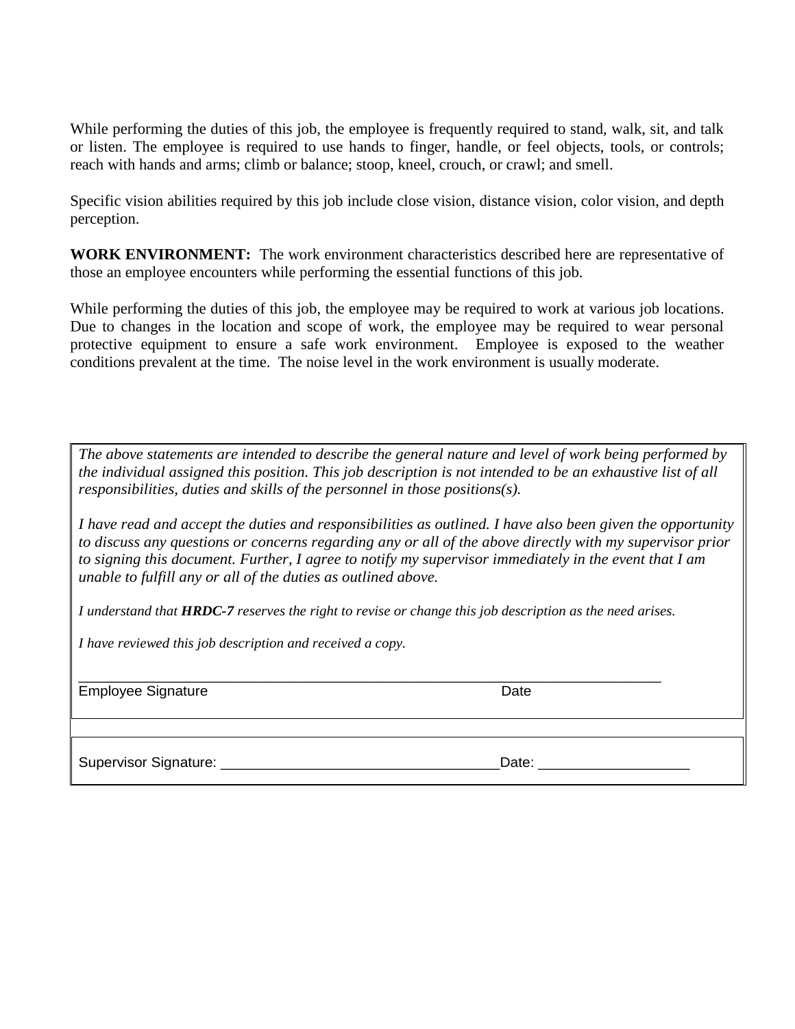While performing the duties of this job, the employee is frequently required to stand, walk, sit, and talk or listen. The employee is required to use hands to finger, handle, or feel objects, tools, or controls; reach with hands and arms; climb or balance; stoop, kneel, crouch, or crawl; and smell.

Specific vision abilities required by this job include close vision, distance vision, color vision, and depth perception.

**WORK ENVIRONMENT:** The work environment characteristics described here are representative of those an employee encounters while performing the essential functions of this job.

While performing the duties of this job, the employee may be required to work at various job locations. Due to changes in the location and scope of work, the employee may be required to wear personal protective equipment to ensure a safe work environment. Employee is exposed to the weather conditions prevalent at the time. The noise level in the work environment is usually moderate.

*The above statements are intended to describe the general nature and level of work being performed by the individual assigned this position. This job description is not intended to be an exhaustive list of all responsibilities, duties and skills of the personnel in those positions(s).*

*I have read and accept the duties and responsibilities as outlined. I have also been given the opportunity to discuss any questions or concerns regarding any or all of the above directly with my supervisor prior to signing this document. Further, I agree to notify my supervisor immediately in the event that I am unable to fulfill any or all of the duties as outlined above.*

*I understand that **HRDC-7** reserves the right to revise or change this job description as the need arises.*

*I have reviewed this job description and received a copy.*

_____________________________________________________________________________

Employee Signature                                                                                   Date

Supervisor Signature: ___________________________________Date: __________________